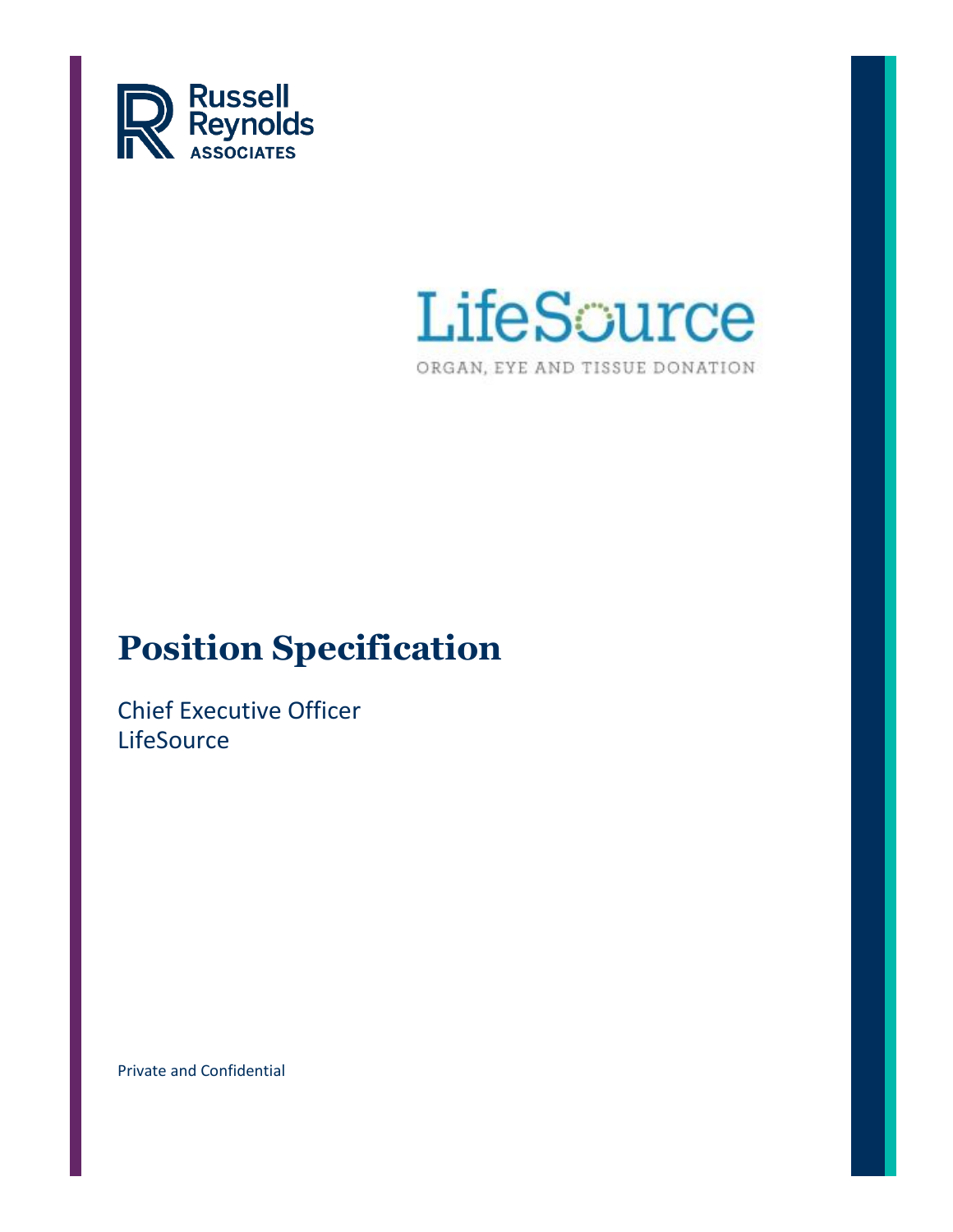Russell Reynolds Associates

LifeSource

ORGAN, EYE AND TISSUE DONATION

# Position Specification

Chief Executive Officer
LifeSource

Private and Confidential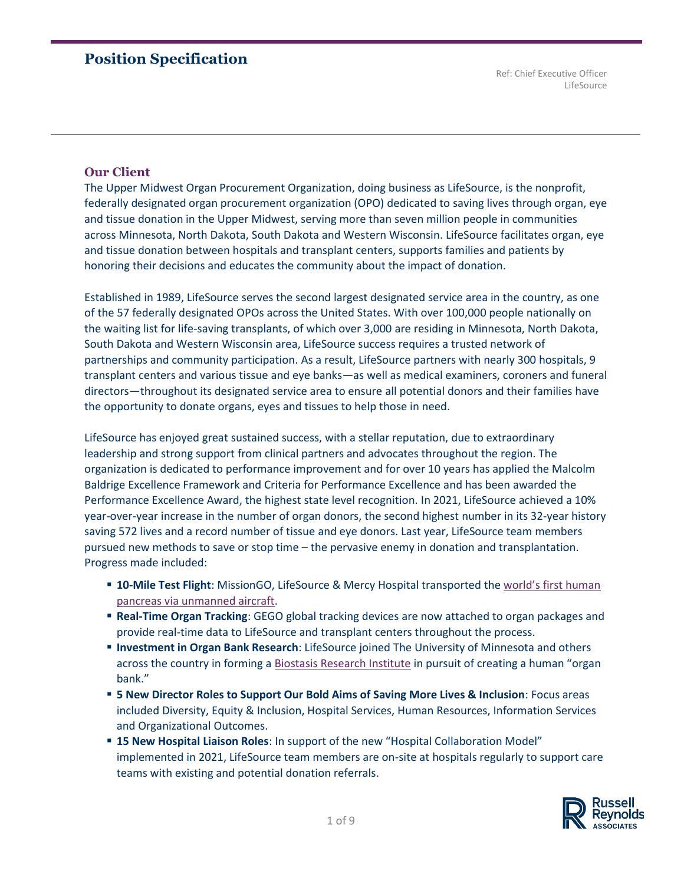# Position Specification

Ref: Chief Executive Officer
LifeSource

## Our Client

The Upper Midwest Organ Procurement Organization, doing business as LifeSource, is the nonprofit, federally designated organ procurement organization (OPO) dedicated to saving lives through organ, eye and tissue donation in the Upper Midwest, serving more than seven million people in communities across Minnesota, North Dakota, South Dakota and Western Wisconsin. LifeSource facilitates organ, eye and tissue donation between hospitals and transplant centers, supports families and patients by honoring their decisions and educates the community about the impact of donation.

Established in 1989, LifeSource serves the second largest designated service area in the country, as one of the 57 federally designated OPOs across the United States. With over 100,000 people nationally on the waiting list for life-saving transplants, of which over 3,000 are residing in Minnesota, North Dakota, South Dakota and Western Wisconsin area, LifeSource success requires a trusted network of partnerships and community participation. As a result, LifeSource partners with nearly 300 hospitals, 9 transplant centers and various tissue and eye banks—as well as medical examiners, coroners and funeral directors—throughout its designated service area to ensure all potential donors and their families have the opportunity to donate organs, eyes and tissues to help those in need.

LifeSource has enjoyed great sustained success, with a stellar reputation, due to extraordinary leadership and strong support from clinical partners and advocates throughout the region. The organization is dedicated to performance improvement and for over 10 years has applied the Malcolm Baldrige Excellence Framework and Criteria for Performance Excellence and has been awarded the Performance Excellence Award, the highest state level recognition. In 2021, LifeSource achieved a 10% year-over-year increase in the number of organ donors, the second highest number in its 32-year history saving 572 lives and a record number of tissue and eye donors. Last year, LifeSource team members pursued new methods to save or stop time – the pervasive enemy in donation and transplantation. Progress made included:

- **10-Mile Test Flight**: MissionGO, LifeSource & Mercy Hospital transported the world's first human pancreas via unmanned aircraft.
- **Real-Time Organ Tracking**: GEGO global tracking devices are now attached to organ packages and provide real-time data to LifeSource and transplant centers throughout the process.
- **Investment in Organ Bank Research**: LifeSource joined The University of Minnesota and others across the country in forming a Biostasis Research Institute in pursuit of creating a human "organ bank."
- **5 New Director Roles to Support Our Bold Aims of Saving More Lives & Inclusion**: Focus areas included Diversity, Equity & Inclusion, Hospital Services, Human Resources, Information Services and Organizational Outcomes.
- **15 New Hospital Liaison Roles**: In support of the new "Hospital Collaboration Model" implemented in 2021, LifeSource team members are on-site at hospitals regularly to support care teams with existing and potential donation referrals.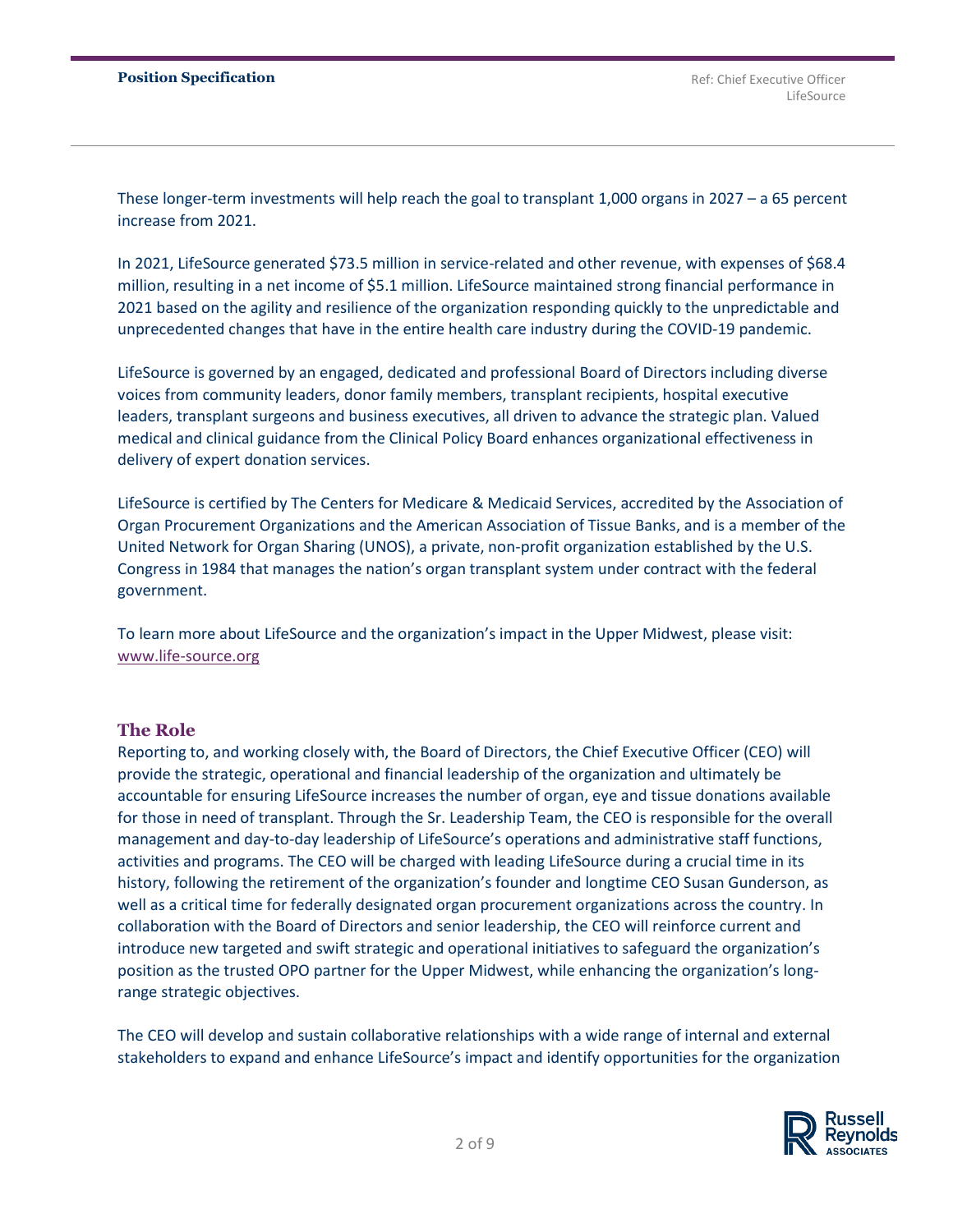These longer-term investments will help reach the goal to transplant 1,000 organs in 2027 – a 65 percent increase from 2021.

In 2021, LifeSource generated $73.5 million in service-related and other revenue, with expenses of $68.4 million, resulting in a net income of $5.1 million. LifeSource maintained strong financial performance in 2021 based on the agility and resilience of the organization responding quickly to the unpredictable and unprecedented changes that have in the entire health care industry during the COVID-19 pandemic.

LifeSource is governed by an engaged, dedicated and professional Board of Directors including diverse voices from community leaders, donor family members, transplant recipients, hospital executive leaders, transplant surgeons and business executives, all driven to advance the strategic plan. Valued medical and clinical guidance from the Clinical Policy Board enhances organizational effectiveness in delivery of expert donation services.

LifeSource is certified by The Centers for Medicare & Medicaid Services, accredited by the Association of Organ Procurement Organizations and the American Association of Tissue Banks, and is a member of the United Network for Organ Sharing (UNOS), a private, non-profit organization established by the U.S. Congress in 1984 that manages the nation's organ transplant system under contract with the federal government.

To learn more about LifeSource and the organization's impact in the Upper Midwest, please visit: www.life-source.org

## The Role

Reporting to, and working closely with, the Board of Directors, the Chief Executive Officer (CEO) will provide the strategic, operational and financial leadership of the organization and ultimately be accountable for ensuring LifeSource increases the number of organ, eye and tissue donations available for those in need of transplant. Through the Sr. Leadership Team, the CEO is responsible for the overall management and day-to-day leadership of LifeSource's operations and administrative staff functions, activities and programs. The CEO will be charged with leading LifeSource during a crucial time in its history, following the retirement of the organization's founder and longtime CEO Susan Gunderson, as well as a critical time for federally designated organ procurement organizations across the country. In collaboration with the Board of Directors and senior leadership, the CEO will reinforce current and introduce new targeted and swift strategic and operational initiatives to safeguard the organization's position as the trusted OPO partner for the Upper Midwest, while enhancing the organization's long-range strategic objectives.

The CEO will develop and sustain collaborative relationships with a wide range of internal and external stakeholders to expand and enhance LifeSource's impact and identify opportunities for the organization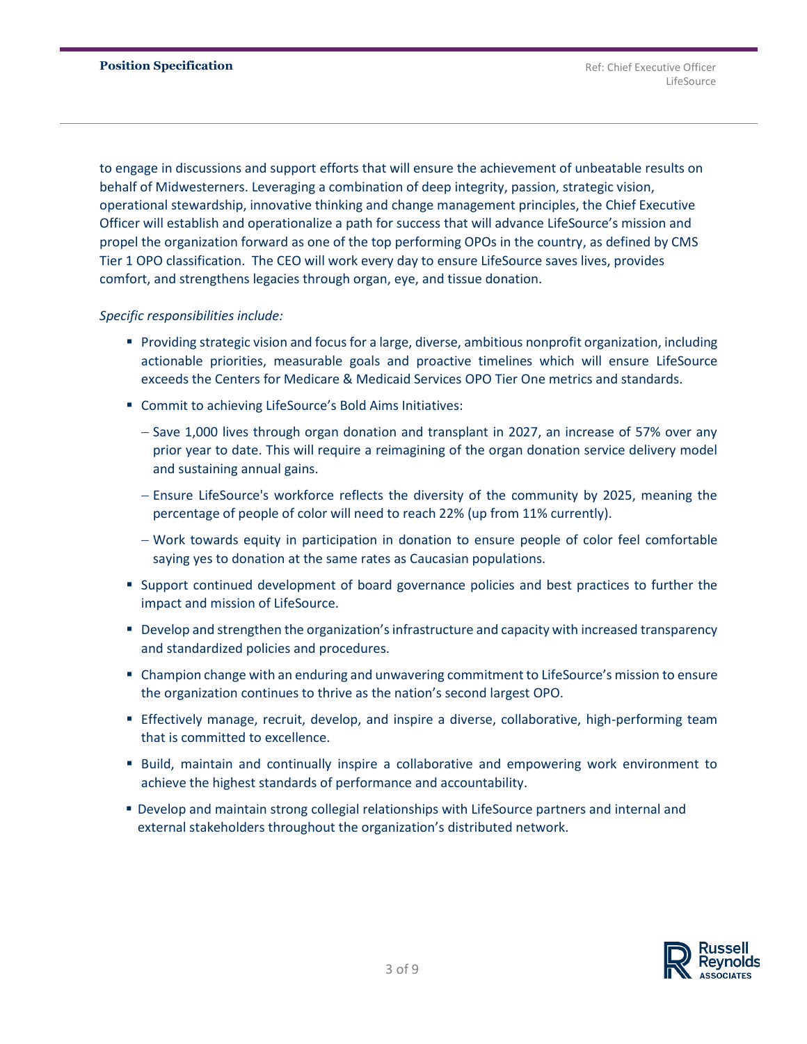to engage in discussions and support efforts that will ensure the achievement of unbeatable results on behalf of Midwesterners. Leveraging a combination of deep integrity, passion, strategic vision, operational stewardship, innovative thinking and change management principles, the Chief Executive Officer will establish and operationalize a path for success that will advance LifeSource's mission and propel the organization forward as one of the top performing OPOs in the country, as defined by CMS Tier 1 OPO classification. The CEO will work every day to ensure LifeSource saves lives, provides comfort, and strengthens legacies through organ, eye, and tissue donation.

*Specific responsibilities include:*

- Providing strategic vision and focus for a large, diverse, ambitious nonprofit organization, including actionable priorities, measurable goals and proactive timelines which will ensure LifeSource exceeds the Centers for Medicare & Medicaid Services OPO Tier One metrics and standards.
- Commit to achieving LifeSource's Bold Aims Initiatives:
  - Save 1,000 lives through organ donation and transplant in 2027, an increase of 57% over any prior year to date. This will require a reimagining of the organ donation service delivery model and sustaining annual gains.
  - Ensure LifeSource's workforce reflects the diversity of the community by 2025, meaning the percentage of people of color will need to reach 22% (up from 11% currently).
  - Work towards equity in participation in donation to ensure people of color feel comfortable saying yes to donation at the same rates as Caucasian populations.
- Support continued development of board governance policies and best practices to further the impact and mission of LifeSource.
- Develop and strengthen the organization's infrastructure and capacity with increased transparency and standardized policies and procedures.
- Champion change with an enduring and unwavering commitment to LifeSource's mission to ensure the organization continues to thrive as the nation's second largest OPO.
- Effectively manage, recruit, develop, and inspire a diverse, collaborative, high-performing team that is committed to excellence.
- Build, maintain and continually inspire a collaborative and empowering work environment to achieve the highest standards of performance and accountability.
- Develop and maintain strong collegial relationships with LifeSource partners and internal and external stakeholders throughout the organization's distributed network.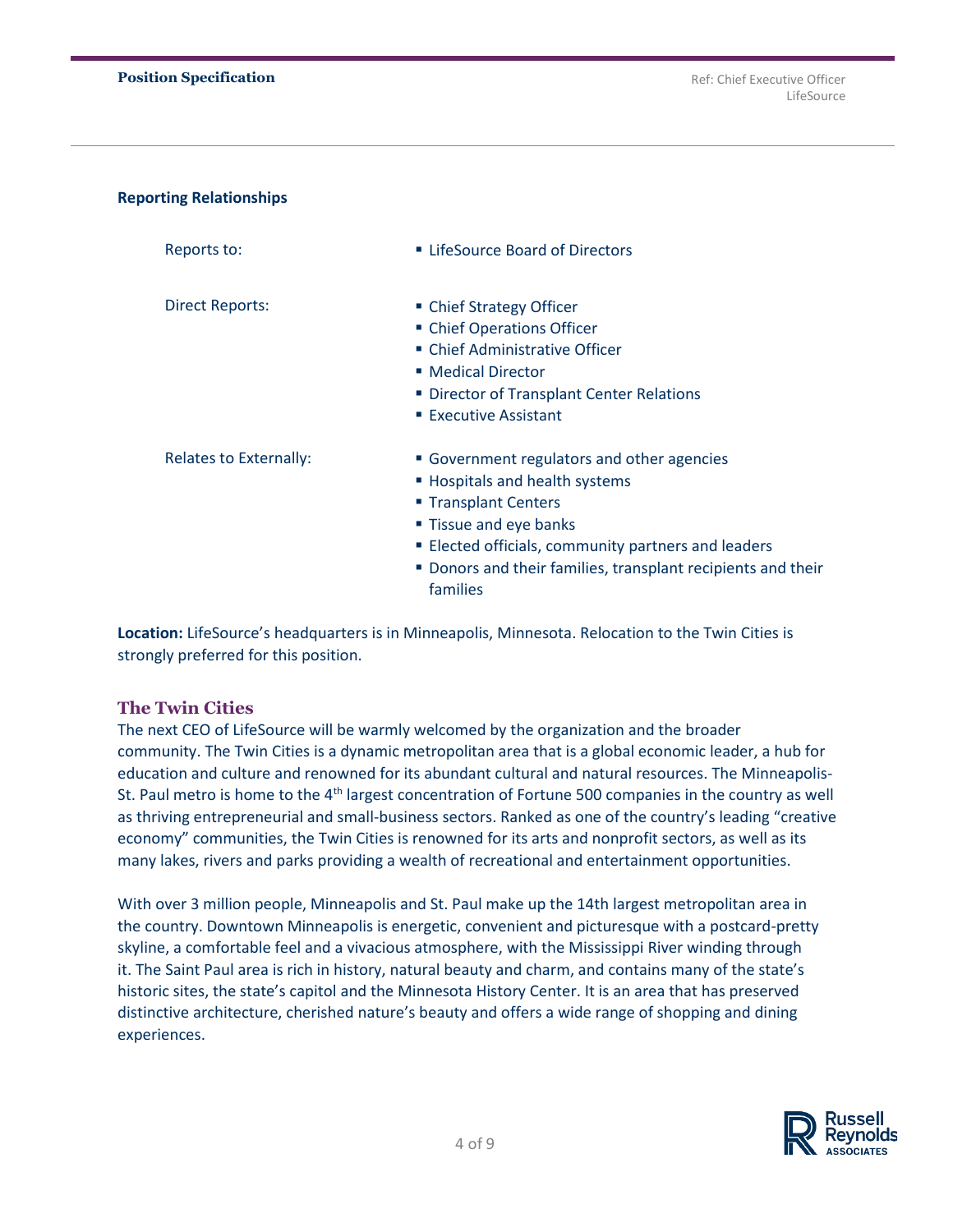**Reporting Relationships**

| | |
|---|---|
| Reports to: | ▪ LifeSource Board of Directors |
| Direct Reports: | ▪ Chief Strategy Officer<br>▪ Chief Operations Officer<br>▪ Chief Administrative Officer<br>▪ Medical Director<br>▪ Director of Transplant Center Relations<br>▪ Executive Assistant |
| Relates to Externally: | ▪ Government regulators and other agencies<br>▪ Hospitals and health systems<br>▪ Transplant Centers<br>▪ Tissue and eye banks<br>▪ Elected officials, community partners and leaders<br>▪ Donors and their families, transplant recipients and their families |

**Location:** LifeSource's headquarters is in Minneapolis, Minnesota. Relocation to the Twin Cities is strongly preferred for this position.

## The Twin Cities

The next CEO of LifeSource will be warmly welcomed by the organization and the broader community. The Twin Cities is a dynamic metropolitan area that is a global economic leader, a hub for education and culture and renowned for its abundant cultural and natural resources. The Minneapolis-St. Paul metro is home to the 4th largest concentration of Fortune 500 companies in the country as well as thriving entrepreneurial and small-business sectors. Ranked as one of the country's leading "creative economy" communities, the Twin Cities is renowned for its arts and nonprofit sectors, as well as its many lakes, rivers and parks providing a wealth of recreational and entertainment opportunities.

With over 3 million people, Minneapolis and St. Paul make up the 14th largest metropolitan area in the country. Downtown Minneapolis is energetic, convenient and picturesque with a postcard-pretty skyline, a comfortable feel and a vivacious atmosphere, with the Mississippi River winding through it. The Saint Paul area is rich in history, natural beauty and charm, and contains many of the state's historic sites, the state's capitol and the Minnesota History Center. It is an area that has preserved distinctive architecture, cherished nature's beauty and offers a wide range of shopping and dining experiences.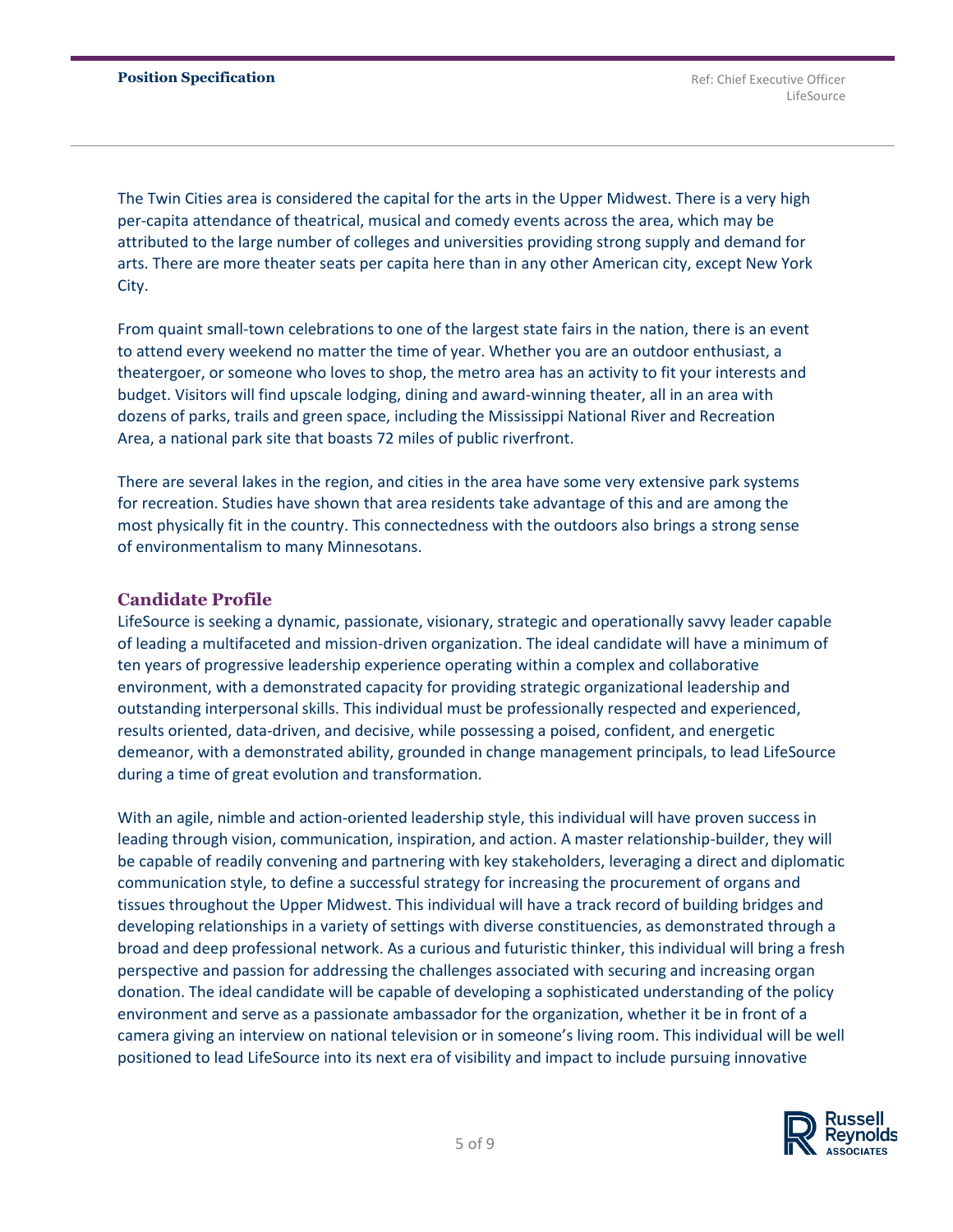The Twin Cities area is considered the capital for the arts in the Upper Midwest. There is a very high per-capita attendance of theatrical, musical and comedy events across the area, which may be attributed to the large number of colleges and universities providing strong supply and demand for arts. There are more theater seats per capita here than in any other American city, except New York City.

From quaint small-town celebrations to one of the largest state fairs in the nation, there is an event to attend every weekend no matter the time of year. Whether you are an outdoor enthusiast, a theatergoer, or someone who loves to shop, the metro area has an activity to fit your interests and budget. Visitors will find upscale lodging, dining and award-winning theater, all in an area with dozens of parks, trails and green space, including the Mississippi National River and Recreation Area, a national park site that boasts 72 miles of public riverfront.

There are several lakes in the region, and cities in the area have some very extensive park systems for recreation. Studies have shown that area residents take advantage of this and are among the most physically fit in the country. This connectedness with the outdoors also brings a strong sense of environmentalism to many Minnesotans.

## Candidate Profile

LifeSource is seeking a dynamic, passionate, visionary, strategic and operationally savvy leader capable of leading a multifaceted and mission-driven organization. The ideal candidate will have a minimum of ten years of progressive leadership experience operating within a complex and collaborative environment, with a demonstrated capacity for providing strategic organizational leadership and outstanding interpersonal skills. This individual must be professionally respected and experienced, results oriented, data-driven, and decisive, while possessing a poised, confident, and energetic demeanor, with a demonstrated ability, grounded in change management principals, to lead LifeSource during a time of great evolution and transformation.

With an agile, nimble and action-oriented leadership style, this individual will have proven success in leading through vision, communication, inspiration, and action. A master relationship-builder, they will be capable of readily convening and partnering with key stakeholders, leveraging a direct and diplomatic communication style, to define a successful strategy for increasing the procurement of organs and tissues throughout the Upper Midwest. This individual will have a track record of building bridges and developing relationships in a variety of settings with diverse constituencies, as demonstrated through a broad and deep professional network. As a curious and futuristic thinker, this individual will bring a fresh perspective and passion for addressing the challenges associated with securing and increasing organ donation. The ideal candidate will be capable of developing a sophisticated understanding of the policy environment and serve as a passionate ambassador for the organization, whether it be in front of a camera giving an interview on national television or in someone's living room. This individual will be well positioned to lead LifeSource into its next era of visibility and impact to include pursuing innovative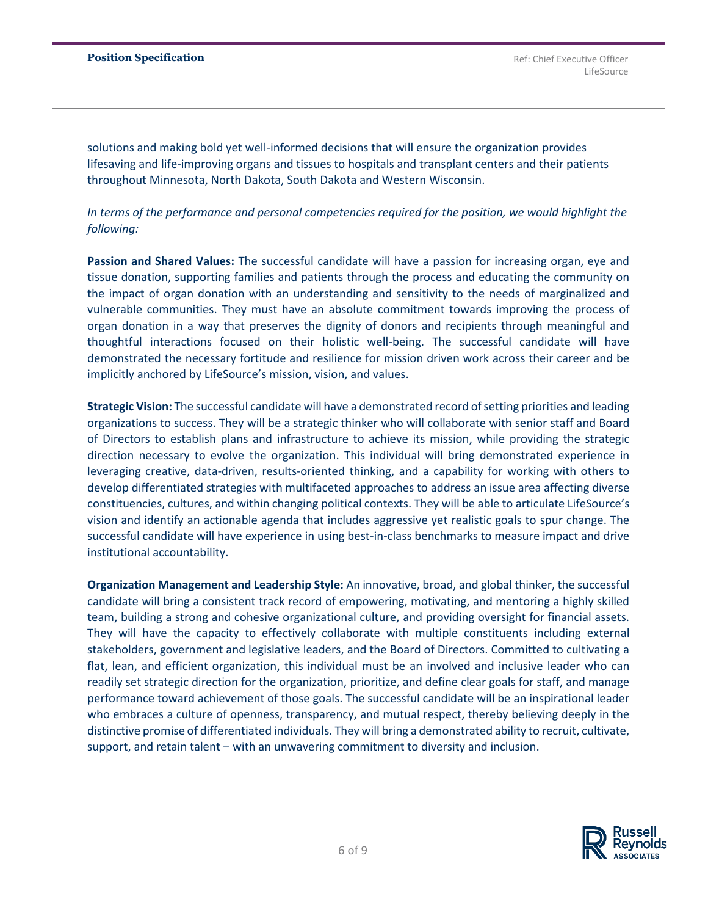solutions and making bold yet well-informed decisions that will ensure the organization provides lifesaving and life-improving organs and tissues to hospitals and transplant centers and their patients throughout Minnesota, North Dakota, South Dakota and Western Wisconsin.

*In terms of the performance and personal competencies required for the position, we would highlight the following:*

**Passion and Shared Values:** The successful candidate will have a passion for increasing organ, eye and tissue donation, supporting families and patients through the process and educating the community on the impact of organ donation with an understanding and sensitivity to the needs of marginalized and vulnerable communities. They must have an absolute commitment towards improving the process of organ donation in a way that preserves the dignity of donors and recipients through meaningful and thoughtful interactions focused on their holistic well-being. The successful candidate will have demonstrated the necessary fortitude and resilience for mission driven work across their career and be implicitly anchored by LifeSource's mission, vision, and values.

**Strategic Vision:** The successful candidate will have a demonstrated record of setting priorities and leading organizations to success. They will be a strategic thinker who will collaborate with senior staff and Board of Directors to establish plans and infrastructure to achieve its mission, while providing the strategic direction necessary to evolve the organization. This individual will bring demonstrated experience in leveraging creative, data-driven, results-oriented thinking, and a capability for working with others to develop differentiated strategies with multifaceted approaches to address an issue area affecting diverse constituencies, cultures, and within changing political contexts. They will be able to articulate LifeSource's vision and identify an actionable agenda that includes aggressive yet realistic goals to spur change. The successful candidate will have experience in using best-in-class benchmarks to measure impact and drive institutional accountability.

**Organization Management and Leadership Style:** An innovative, broad, and global thinker, the successful candidate will bring a consistent track record of empowering, motivating, and mentoring a highly skilled team, building a strong and cohesive organizational culture, and providing oversight for financial assets. They will have the capacity to effectively collaborate with multiple constituents including external stakeholders, government and legislative leaders, and the Board of Directors. Committed to cultivating a flat, lean, and efficient organization, this individual must be an involved and inclusive leader who can readily set strategic direction for the organization, prioritize, and define clear goals for staff, and manage performance toward achievement of those goals. The successful candidate will be an inspirational leader who embraces a culture of openness, transparency, and mutual respect, thereby believing deeply in the distinctive promise of differentiated individuals. They will bring a demonstrated ability to recruit, cultivate, support, and retain talent – with an unwavering commitment to diversity and inclusion.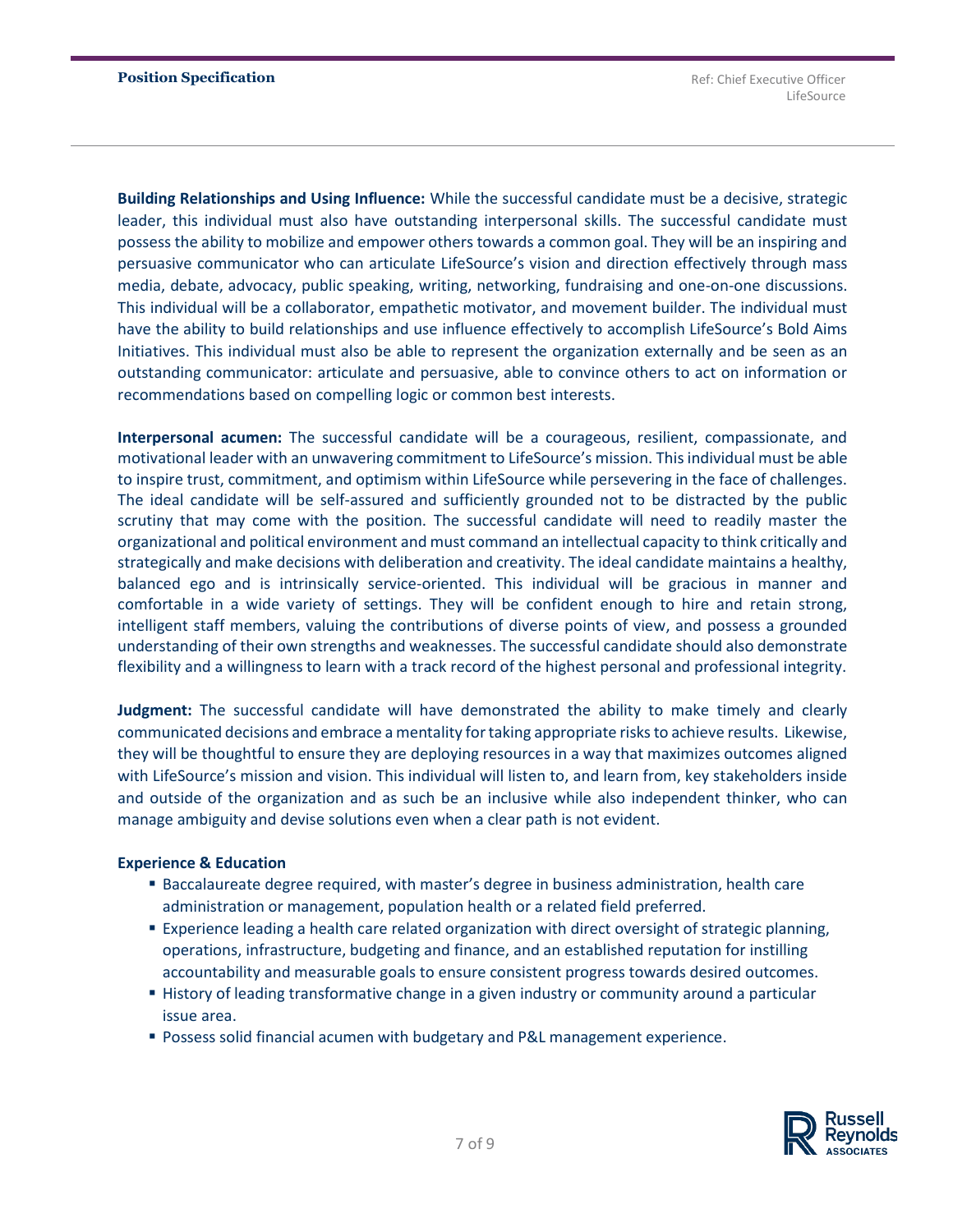**Building Relationships and Using Influence:** While the successful candidate must be a decisive, strategic leader, this individual must also have outstanding interpersonal skills. The successful candidate must possess the ability to mobilize and empower others towards a common goal. They will be an inspiring and persuasive communicator who can articulate LifeSource's vision and direction effectively through mass media, debate, advocacy, public speaking, writing, networking, fundraising and one-on-one discussions. This individual will be a collaborator, empathetic motivator, and movement builder. The individual must have the ability to build relationships and use influence effectively to accomplish LifeSource's Bold Aims Initiatives. This individual must also be able to represent the organization externally and be seen as an outstanding communicator: articulate and persuasive, able to convince others to act on information or recommendations based on compelling logic or common best interests.

**Interpersonal acumen:** The successful candidate will be a courageous, resilient, compassionate, and motivational leader with an unwavering commitment to LifeSource's mission. This individual must be able to inspire trust, commitment, and optimism within LifeSource while persevering in the face of challenges. The ideal candidate will be self-assured and sufficiently grounded not to be distracted by the public scrutiny that may come with the position. The successful candidate will need to readily master the organizational and political environment and must command an intellectual capacity to think critically and strategically and make decisions with deliberation and creativity. The ideal candidate maintains a healthy, balanced ego and is intrinsically service-oriented. This individual will be gracious in manner and comfortable in a wide variety of settings. They will be confident enough to hire and retain strong, intelligent staff members, valuing the contributions of diverse points of view, and possess a grounded understanding of their own strengths and weaknesses. The successful candidate should also demonstrate flexibility and a willingness to learn with a track record of the highest personal and professional integrity.

**Judgment:** The successful candidate will have demonstrated the ability to make timely and clearly communicated decisions and embrace a mentality for taking appropriate risks to achieve results. Likewise, they will be thoughtful to ensure they are deploying resources in a way that maximizes outcomes aligned with LifeSource's mission and vision. This individual will listen to, and learn from, key stakeholders inside and outside of the organization and as such be an inclusive while also independent thinker, who can manage ambiguity and devise solutions even when a clear path is not evident.

**Experience & Education**

- Baccalaureate degree required, with master's degree in business administration, health care administration or management, population health or a related field preferred.
- Experience leading a health care related organization with direct oversight of strategic planning, operations, infrastructure, budgeting and finance, and an established reputation for instilling accountability and measurable goals to ensure consistent progress towards desired outcomes.
- History of leading transformative change in a given industry or community around a particular issue area.
- Possess solid financial acumen with budgetary and P&L management experience.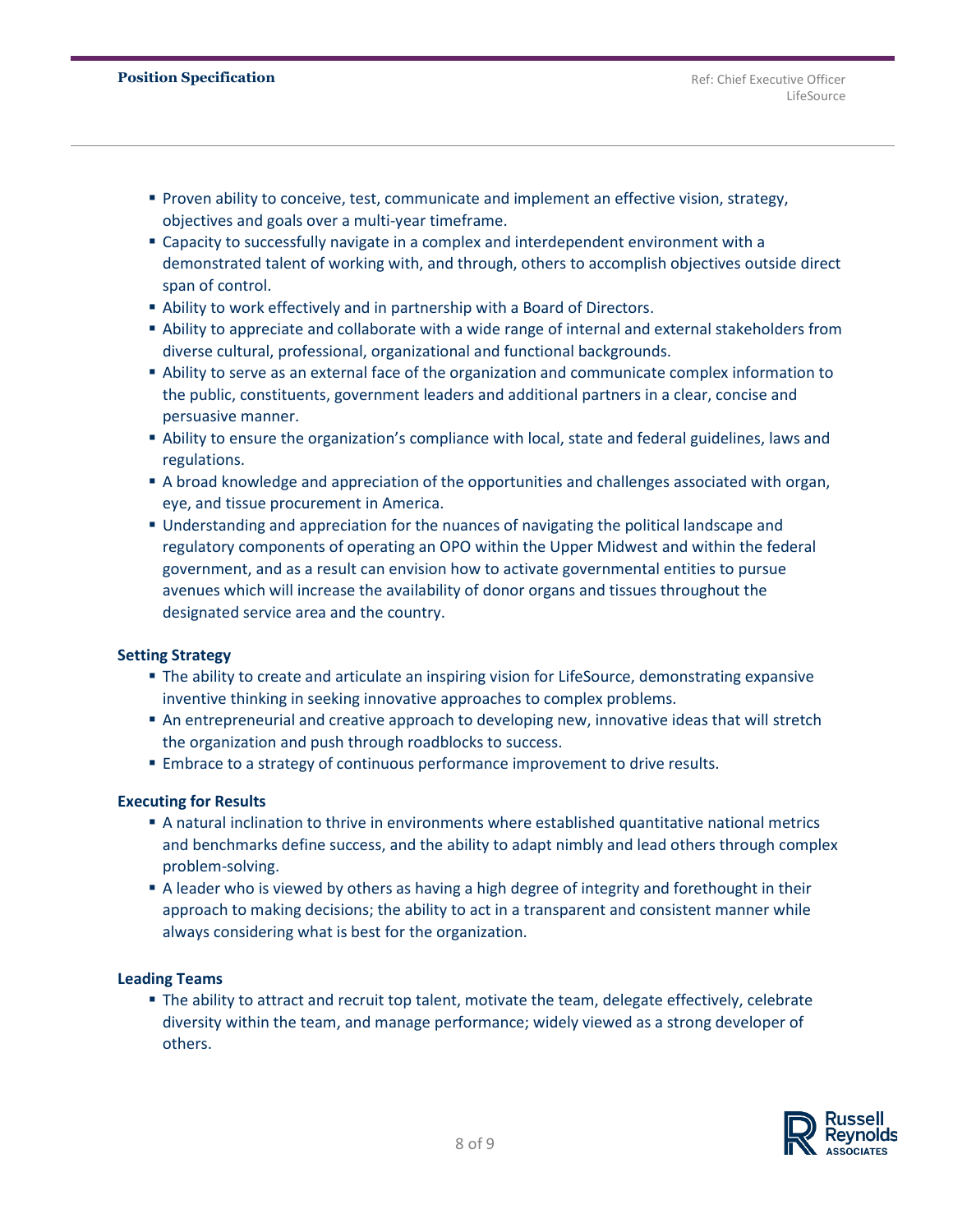- Proven ability to conceive, test, communicate and implement an effective vision, strategy, objectives and goals over a multi-year timeframe.
- Capacity to successfully navigate in a complex and interdependent environment with a demonstrated talent of working with, and through, others to accomplish objectives outside direct span of control.
- Ability to work effectively and in partnership with a Board of Directors.
- Ability to appreciate and collaborate with a wide range of internal and external stakeholders from diverse cultural, professional, organizational and functional backgrounds.
- Ability to serve as an external face of the organization and communicate complex information to the public, constituents, government leaders and additional partners in a clear, concise and persuasive manner.
- Ability to ensure the organization's compliance with local, state and federal guidelines, laws and regulations.
- A broad knowledge and appreciation of the opportunities and challenges associated with organ, eye, and tissue procurement in America.
- Understanding and appreciation for the nuances of navigating the political landscape and regulatory components of operating an OPO within the Upper Midwest and within the federal government, and as a result can envision how to activate governmental entities to pursue avenues which will increase the availability of donor organs and tissues throughout the designated service area and the country.

**Setting Strategy**

- The ability to create and articulate an inspiring vision for LifeSource, demonstrating expansive inventive thinking in seeking innovative approaches to complex problems.
- An entrepreneurial and creative approach to developing new, innovative ideas that will stretch the organization and push through roadblocks to success.
- Embrace to a strategy of continuous performance improvement to drive results.

**Executing for Results**

- A natural inclination to thrive in environments where established quantitative national metrics and benchmarks define success, and the ability to adapt nimbly and lead others through complex problem-solving.
- A leader who is viewed by others as having a high degree of integrity and forethought in their approach to making decisions; the ability to act in a transparent and consistent manner while always considering what is best for the organization.

**Leading Teams**

- The ability to attract and recruit top talent, motivate the team, delegate effectively, celebrate diversity within the team, and manage performance; widely viewed as a strong developer of others.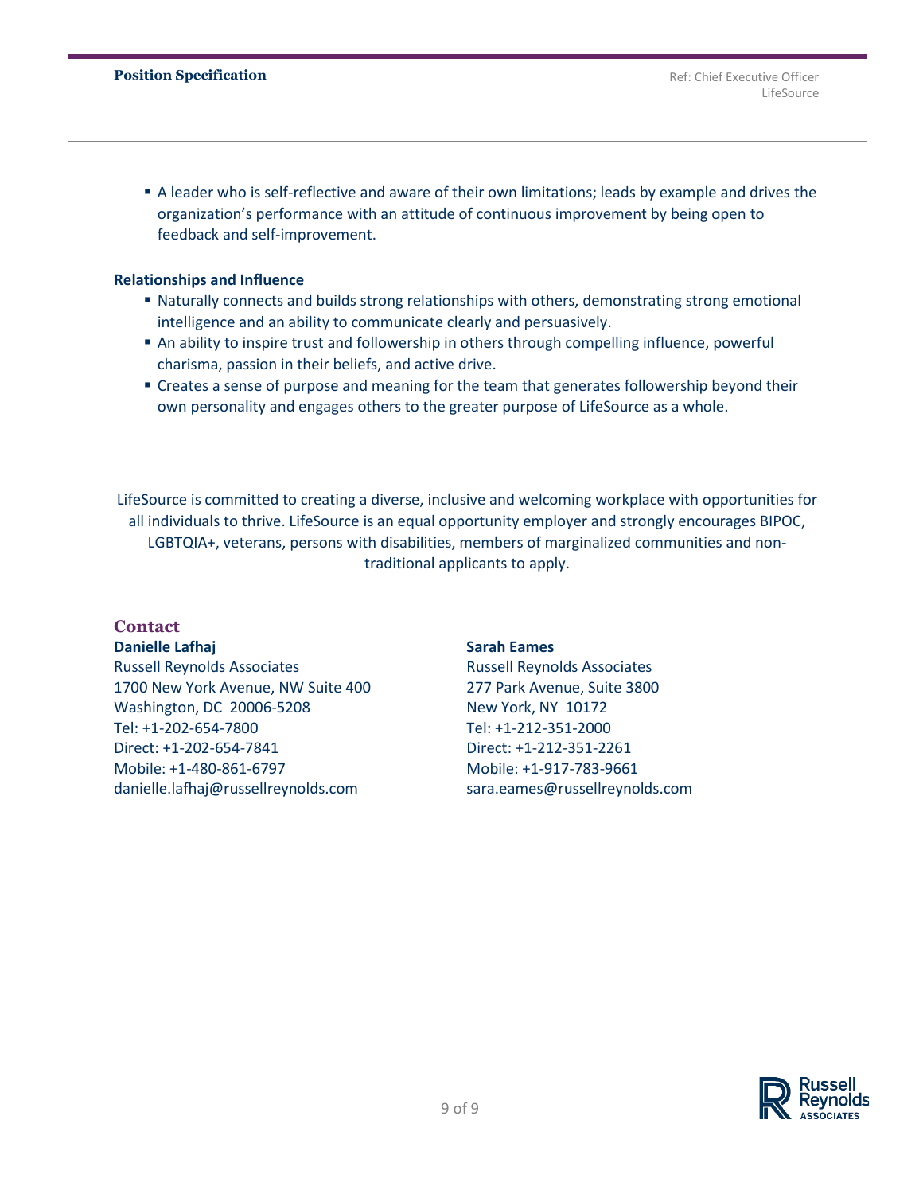- A leader who is self-reflective and aware of their own limitations; leads by example and drives the organization's performance with an attitude of continuous improvement by being open to feedback and self-improvement.

**Relationships and Influence**

- Naturally connects and builds strong relationships with others, demonstrating strong emotional intelligence and an ability to communicate clearly and persuasively.
- An ability to inspire trust and followership in others through compelling influence, powerful charisma, passion in their beliefs, and active drive.
- Creates a sense of purpose and meaning for the team that generates followership beyond their own personality and engages others to the greater purpose of LifeSource as a whole.

LifeSource is committed to creating a diverse, inclusive and welcoming workplace with opportunities for all individuals to thrive. LifeSource is an equal opportunity employer and strongly encourages BIPOC, LGBTQIA+, veterans, persons with disabilities, members of marginalized communities and non-traditional applicants to apply.

## Contact

**Danielle Lafhaj**
Russell Reynolds Associates
1700 New York Avenue, NW Suite 400
Washington, DC 20006-5208
Tel: +1-202-654-7800
Direct: +1-202-654-7841
Mobile: +1-480-861-6797
danielle.lafhaj@russellreynolds.com

**Sarah Eames**
Russell Reynolds Associates
277 Park Avenue, Suite 3800
New York, NY 10172
Tel: +1-212-351-2000
Direct: +1-212-351-2261
Mobile: +1-917-783-9661
sara.eames@russellreynolds.com